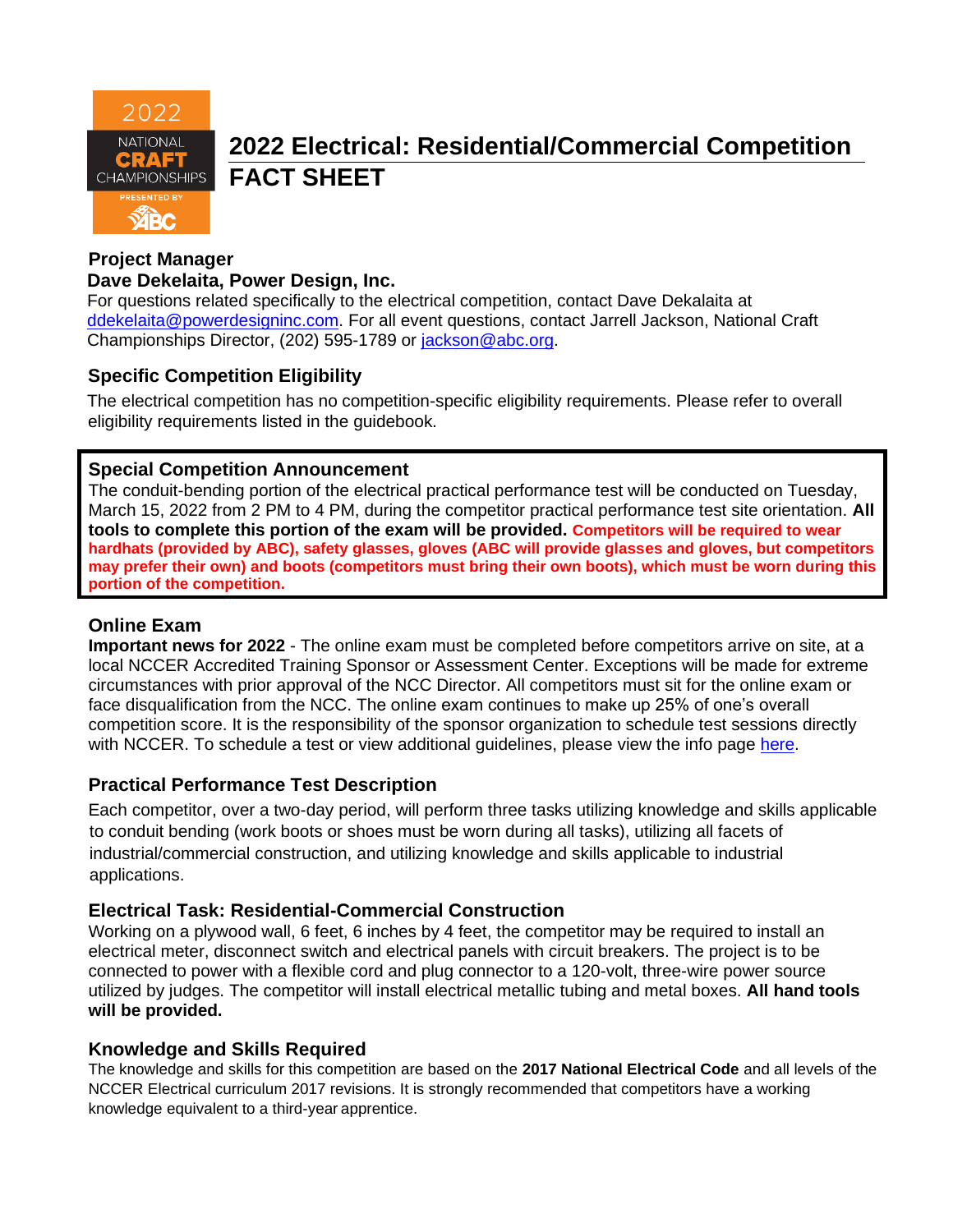2022 NATIONAL CRAFT CHAMPIONSHIPS PRESENTED BY ABC

# 2022 Electrical: Residential/Commercial Competition FACT SHEET

## Project Manager

**Dave Dekelaita, Power Design, Inc.**

For questions related specifically to the electrical competition, contact Dave Dekalaita at [ddekelaita@powerdesigninc.com](mailto:ddekelaita@powerdesigninc.com). For all event questions, contact Jarrell Jackson, National Craft Championships Director, (202) 595-1789 or [jackson@abc.org](mailto:jackson@abc.org).

## Specific Competition Eligibility

The electrical competition has no competition-specific eligibility requirements. Please refer to overall eligibility requirements listed in the guidebook.

## Special Competition Announcement

The conduit-bending portion of the electrical practical performance test will be conducted on Tuesday, March 15, 2022 from 2 PM to 4 PM, during the competitor practical performance test site orientation. **All tools to complete this portion of the exam will be provided.** **Competitors will be required to wear hardhats (provided by ABC), safety glasses, gloves (ABC will provide glasses and gloves, but competitors may prefer their own) and boots (competitors must bring their own boots), which must be worn during this portion of the competition.**

## Online Exam

**Important news for 2022** - The online exam must be completed before competitors arrive on site, at a local NCCER Accredited Training Sponsor or Assessment Center. Exceptions will be made for extreme circumstances with prior approval of the NCC Director. All competitors must sit for the online exam or face disqualification from the NCC. The online exam continues to make up 25% of one's overall competition score. It is the responsibility of the sponsor organization to schedule test sessions directly with NCCER. To schedule a test or view additional guidelines, please view the info page here.

## Practical Performance Test Description

Each competitor, over a two-day period, will perform three tasks utilizing knowledge and skills applicable to conduit bending (work boots or shoes must be worn during all tasks), utilizing all facets of industrial/commercial construction, and utilizing knowledge and skills applicable to industrial applications.

## Electrical Task: Residential-Commercial Construction

Working on a plywood wall, 6 feet, 6 inches by 4 feet, the competitor may be required to install an electrical meter, disconnect switch and electrical panels with circuit breakers. The project is to be connected to power with a flexible cord and plug connector to a 120-volt, three-wire power source utilized by judges. The competitor will install electrical metallic tubing and metal boxes. **All hand tools will be provided.**

## Knowledge and Skills Required

The knowledge and skills for this competition are based on the **2017 National Electrical Code** and all levels of the NCCER Electrical curriculum 2017 revisions. It is strongly recommended that competitors have a working knowledge equivalent to a third-year apprentice.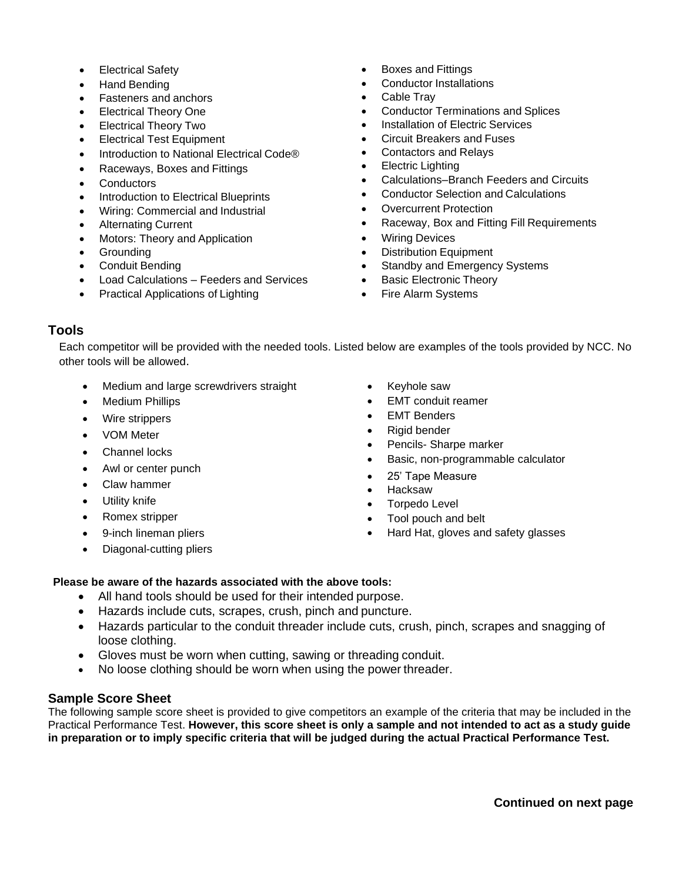- Electrical Safety
- Hand Bending
- Fasteners and anchors
- Electrical Theory One
- Electrical Theory Two
- Electrical Test Equipment
- Introduction to National Electrical Code®
- Raceways, Boxes and Fittings
- Conductors
- Introduction to Electrical Blueprints
- Wiring: Commercial and Industrial
- Alternating Current
- Motors: Theory and Application
- Grounding
- Conduit Bending
- Load Calculations – Feeders and Services
- Practical Applications of Lighting
- Boxes and Fittings
- Conductor Installations
- Cable Tray
- Conductor Terminations and Splices
- Installation of Electric Services
- Circuit Breakers and Fuses
- Contactors and Relays
- Electric Lighting
- Calculations–Branch Feeders and Circuits
- Conductor Selection and Calculations
- Overcurrent Protection
- Raceway, Box and Fitting Fill Requirements
- Wiring Devices
- Distribution Equipment
- Standby and Emergency Systems
- Basic Electronic Theory
- Fire Alarm Systems

## Tools

Each competitor will be provided with the needed tools. Listed below are examples of the tools provided by NCC. No other tools will be allowed.

- Medium and large screwdrivers straight
- Medium Phillips
- Wire strippers
- VOM Meter
- Channel locks
- Awl or center punch
- Claw hammer
- Utility knife
- Romex stripper
- 9-inch lineman pliers
- Diagonal-cutting pliers
- Keyhole saw
- EMT conduit reamer
- EMT Benders
- Rigid bender
- Pencils- Sharpe marker
- Basic, non-programmable calculator
- 25' Tape Measure
- Hacksaw
- Torpedo Level
- Tool pouch and belt
- Hard Hat, gloves and safety glasses

**Please be aware of the hazards associated with the above tools:**

- All hand tools should be used for their intended purpose.
- Hazards include cuts, scrapes, crush, pinch and puncture.
- Hazards particular to the conduit threader include cuts, crush, pinch, scrapes and snagging of loose clothing.
- Gloves must be worn when cutting, sawing or threading conduit.
- No loose clothing should be worn when using the power threader.

## Sample Score Sheet

The following sample score sheet is provided to give competitors an example of the criteria that may be included in the Practical Performance Test. **However, this score sheet is only a sample and not intended to act as a study guide in preparation or to imply specific criteria that will be judged during the actual Practical Performance Test.**

**Continued on next page**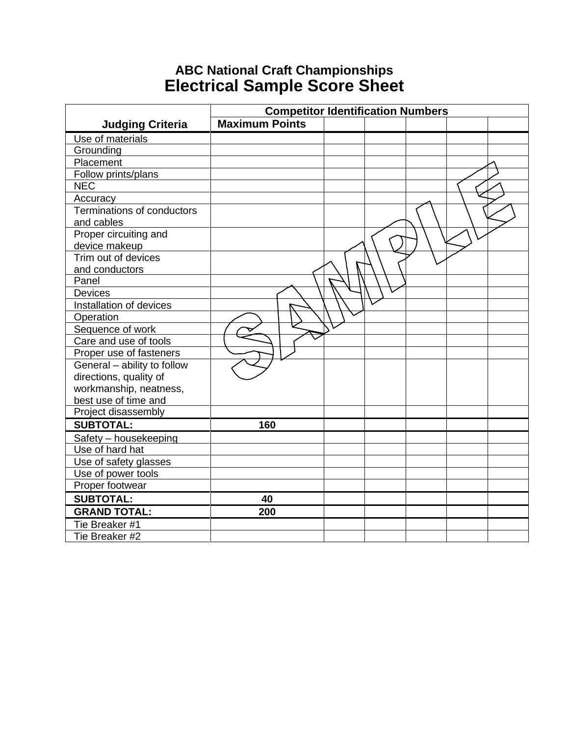## ABC National Craft Championships
# Electrical Sample Score Sheet

| | Competitor Identification Numbers | | | | | |
|---|---|---|---|---|---|---|
| **Judging Criteria** | **Maximum Points** | | | | | |
| Use of materials | | | | | | |
| Grounding | | | | | | |
| Placement | | | | | | |
| Follow prints/plans | | | | | | |
| NEC | | | | | | |
| Accuracy | | | | | | |
| Terminations of conductors and cables | | | | | | |
| Proper circuiting and device makeup | | | | | | |
| Trim out of devices and conductors | | | | | | |
| Panel | | | | | | |
| Devices | | | | | | |
| Installation of devices | | | | | | |
| Operation | | | | | | |
| Sequence of work | | | | | | |
| Care and use of tools | | | | | | |
| Proper use of fasteners | | | | | | |
| General – ability to follow directions, quality of workmanship, neatness, best use of time and | | | | | | |
| Project disassembly | | | | | | |
| **SUBTOTAL:** | **160** | | | | | |
| Safety – housekeeping | | | | | | |
| Use of hard hat | | | | | | |
| Use of safety glasses | | | | | | |
| Use of power tools | | | | | | |
| Proper footwear | | | | | | |
| **SUBTOTAL:** | **40** | | | | | |
| **GRAND TOTAL:** | **200** | | | | | |
| Tie Breaker #1 | | | | | | |
| Tie Breaker #2 | | | | | | |

SAMPLE